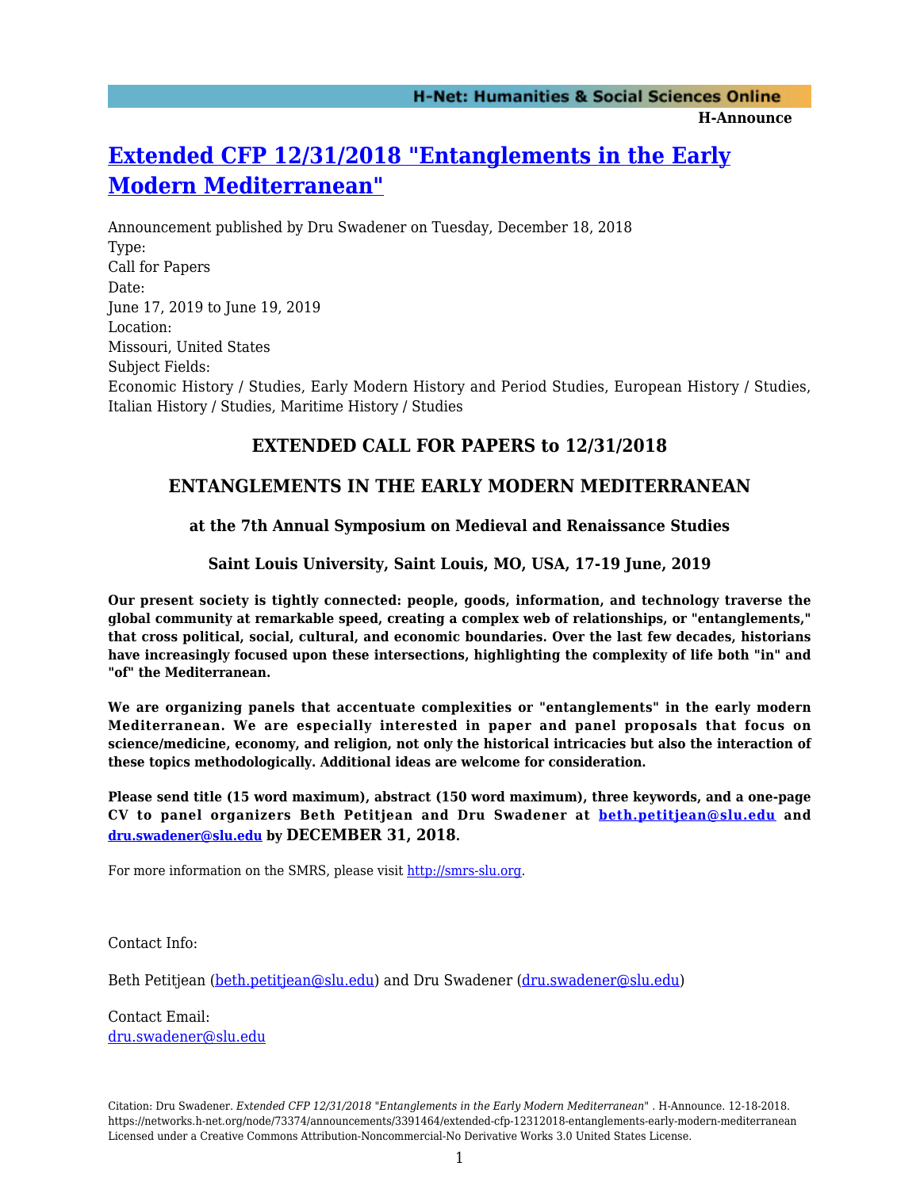# Extended CFP 12/31/2018 "Entanglements in the Early Modern Mediterranean"

Announcement published by Dru Swadener on Tuesday, December 18, 2018

Type:
Call for Papers

Date:
June 17, 2019 to June 19, 2019

Location:
Missouri, United States

Subject Fields:
Economic History / Studies, Early Modern History and Period Studies, European History / Studies, Italian History / Studies, Maritime History / Studies

## EXTENDED CALL FOR PAPERS to 12/31/2018

## ENTANGLEMENTS IN THE EARLY MODERN MEDITERRANEAN

### at the 7th Annual Symposium on Medieval and Renaissance Studies

### Saint Louis University, Saint Louis, MO, USA, 17-19 June, 2019

**Our present society is tightly connected: people, goods, information, and technology traverse the global community at remarkable speed, creating a complex web of relationships, or "entanglements," that cross political, social, cultural, and economic boundaries. Over the last few decades, historians have increasingly focused upon these intersections, highlighting the complexity of life both "in" and "of" the Mediterranean.**

**We are organizing panels that accentuate complexities or "entanglements" in the early modern Mediterranean. We are especially interested in paper and panel proposals that focus on science/medicine, economy, and religion, not only the historical intricacies but also the interaction of these topics methodologically. Additional ideas are welcome for consideration.**

**Please send title (15 word maximum), abstract (150 word maximum), three keywords, and a one-page CV to panel organizers Beth Petitjean and Dru Swadener at beth.petitjean@slu.edu and dru.swadener@slu.edu by DECEMBER 31, 2018.**

For more information on the SMRS, please visit http://smrs-slu.org.

Contact Info:

Beth Petitjean (beth.petitjean@slu.edu) and Dru Swadener (dru.swadener@slu.edu)

Contact Email:
dru.swadener@slu.edu

Citation: Dru Swadener. *Extended CFP 12/31/2018 "Entanglements in the Early Modern Mediterranean"* . H-Announce. 12-18-2018. https://networks.h-net.org/node/73374/announcements/3391464/extended-cfp-12312018-entanglements-early-modern-mediterranean
Licensed under a Creative Commons Attribution-Noncommercial-No Derivative Works 3.0 United States License.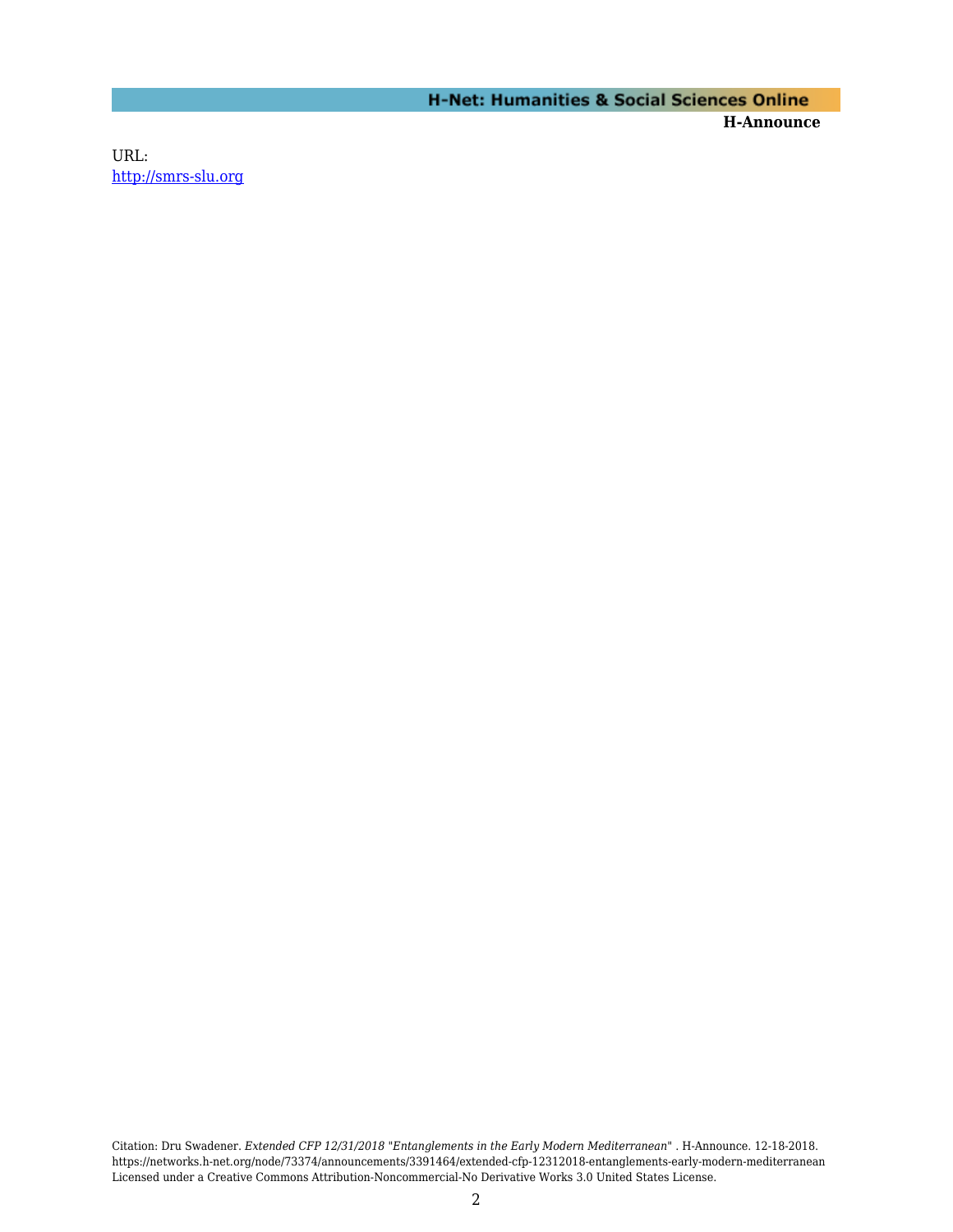URL:
[http://smrs-slu.org](http://smrs-slu.org)